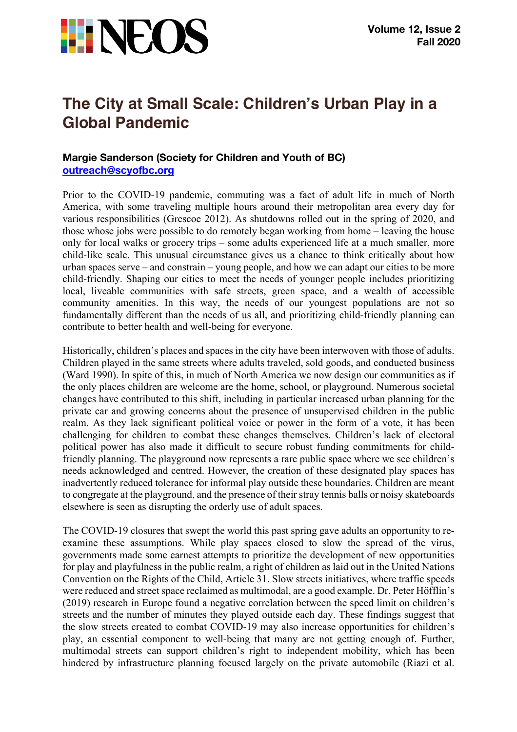# The City at Small Scale: Children's Urban Play in a Global Pandemic

**Margie Sanderson (Society for Children and Youth of BC)**
**outreach@scyofbc.org**

Prior to the COVID-19 pandemic, commuting was a fact of adult life in much of North America, with some traveling multiple hours around their metropolitan area every day for various responsibilities (Grescoe 2012). As shutdowns rolled out in the spring of 2020, and those whose jobs were possible to do remotely began working from home – leaving the house only for local walks or grocery trips – some adults experienced life at a much smaller, more child-like scale. This unusual circumstance gives us a chance to think critically about how urban spaces serve – and constrain – young people, and how we can adapt our cities to be more child-friendly. Shaping our cities to meet the needs of younger people includes prioritizing local, liveable communities with safe streets, green space, and a wealth of accessible community amenities. In this way, the needs of our youngest populations are not so fundamentally different than the needs of us all, and prioritizing child-friendly planning can contribute to better health and well-being for everyone.

Historically, children's places and spaces in the city have been interwoven with those of adults. Children played in the same streets where adults traveled, sold goods, and conducted business (Ward 1990). In spite of this, in much of North America we now design our communities as if the only places children are welcome are the home, school, or playground. Numerous societal changes have contributed to this shift, including in particular increased urban planning for the private car and growing concerns about the presence of unsupervised children in the public realm. As they lack significant political voice or power in the form of a vote, it has been challenging for children to combat these changes themselves. Children's lack of electoral political power has also made it difficult to secure robust funding commitments for child-friendly planning. The playground now represents a rare public space where we see children's needs acknowledged and centred. However, the creation of these designated play spaces has inadvertently reduced tolerance for informal play outside these boundaries. Children are meant to congregate at the playground, and the presence of their stray tennis balls or noisy skateboards elsewhere is seen as disrupting the orderly use of adult spaces.

The COVID-19 closures that swept the world this past spring gave adults an opportunity to re-examine these assumptions. While play spaces closed to slow the spread of the virus, governments made some earnest attempts to prioritize the development of new opportunities for play and playfulness in the public realm, a right of children as laid out in the United Nations Convention on the Rights of the Child, Article 31. Slow streets initiatives, where traffic speeds were reduced and street space reclaimed as multimodal, are a good example. Dr. Peter Höfflin's (2019) research in Europe found a negative correlation between the speed limit on children's streets and the number of minutes they played outside each day. These findings suggest that the slow streets created to combat COVID-19 may also increase opportunities for children's play, an essential component to well-being that many are not getting enough of. Further, multimodal streets can support children's right to independent mobility, which has been hindered by infrastructure planning focused largely on the private automobile (Riazi et al.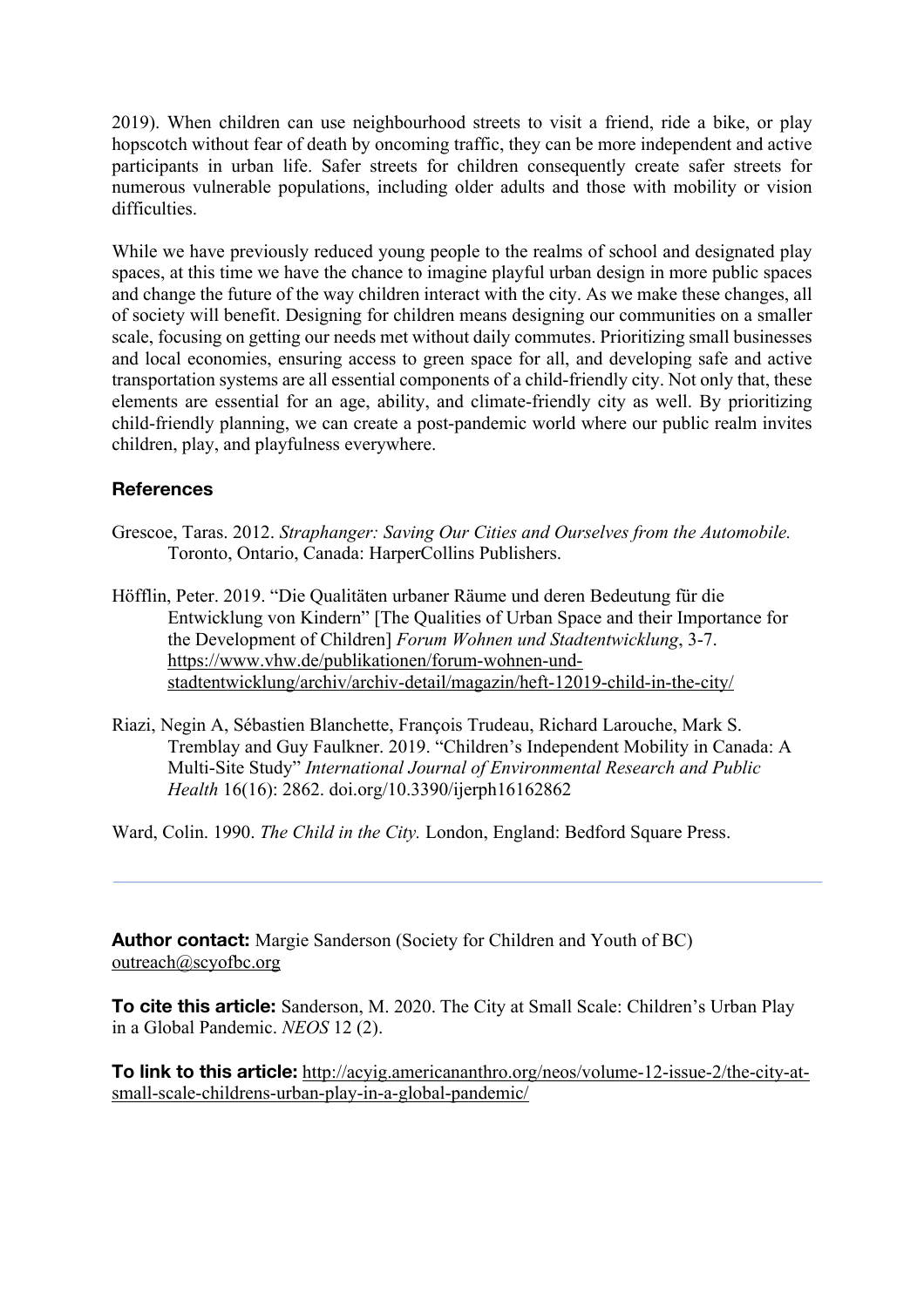2019). When children can use neighbourhood streets to visit a friend, ride a bike, or play hopscotch without fear of death by oncoming traffic, they can be more independent and active participants in urban life. Safer streets for children consequently create safer streets for numerous vulnerable populations, including older adults and those with mobility or vision difficulties.

While we have previously reduced young people to the realms of school and designated play spaces, at this time we have the chance to imagine playful urban design in more public spaces and change the future of the way children interact with the city. As we make these changes, all of society will benefit. Designing for children means designing our communities on a smaller scale, focusing on getting our needs met without daily commutes. Prioritizing small businesses and local economies, ensuring access to green space for all, and developing safe and active transportation systems are all essential components of a child-friendly city. Not only that, these elements are essential for an age, ability, and climate-friendly city as well. By prioritizing child-friendly planning, we can create a post-pandemic world where our public realm invites children, play, and playfulness everywhere.

### References

Grescoe, Taras. 2012. *Straphanger: Saving Our Cities and Ourselves from the Automobile.* Toronto, Ontario, Canada: HarperCollins Publishers.

Höfflin, Peter. 2019. "Die Qualitäten urbaner Räume und deren Bedeutung für die Entwicklung von Kindern" [The Qualities of Urban Space and their Importance for the Development of Children] *Forum Wohnen und Stadtentwicklung*, 3-7. https://www.vhw.de/publikationen/forum-wohnen-und-stadtentwicklung/archiv/archiv-detail/magazin/heft-12019-child-in-the-city/

Riazi, Negin A, Sébastien Blanchette, François Trudeau, Richard Larouche, Mark S. Tremblay and Guy Faulkner. 2019. "Children's Independent Mobility in Canada: A Multi-Site Study" *International Journal of Environmental Research and Public Health* 16(16): 2862. doi.org/10.3390/ijerph16162862

Ward, Colin. 1990. *The Child in the City.* London, England: Bedford Square Press.

---

**Author contact:** Margie Sanderson (Society for Children and Youth of BC) outreach@scyofbc.org

**To cite this article:** Sanderson, M. 2020. The City at Small Scale: Children's Urban Play in a Global Pandemic. *NEOS* 12 (2).

**To link to this article:** http://acyig.americananthro.org/neos/volume-12-issue-2/the-city-at-small-scale-childrens-urban-play-in-a-global-pandemic/